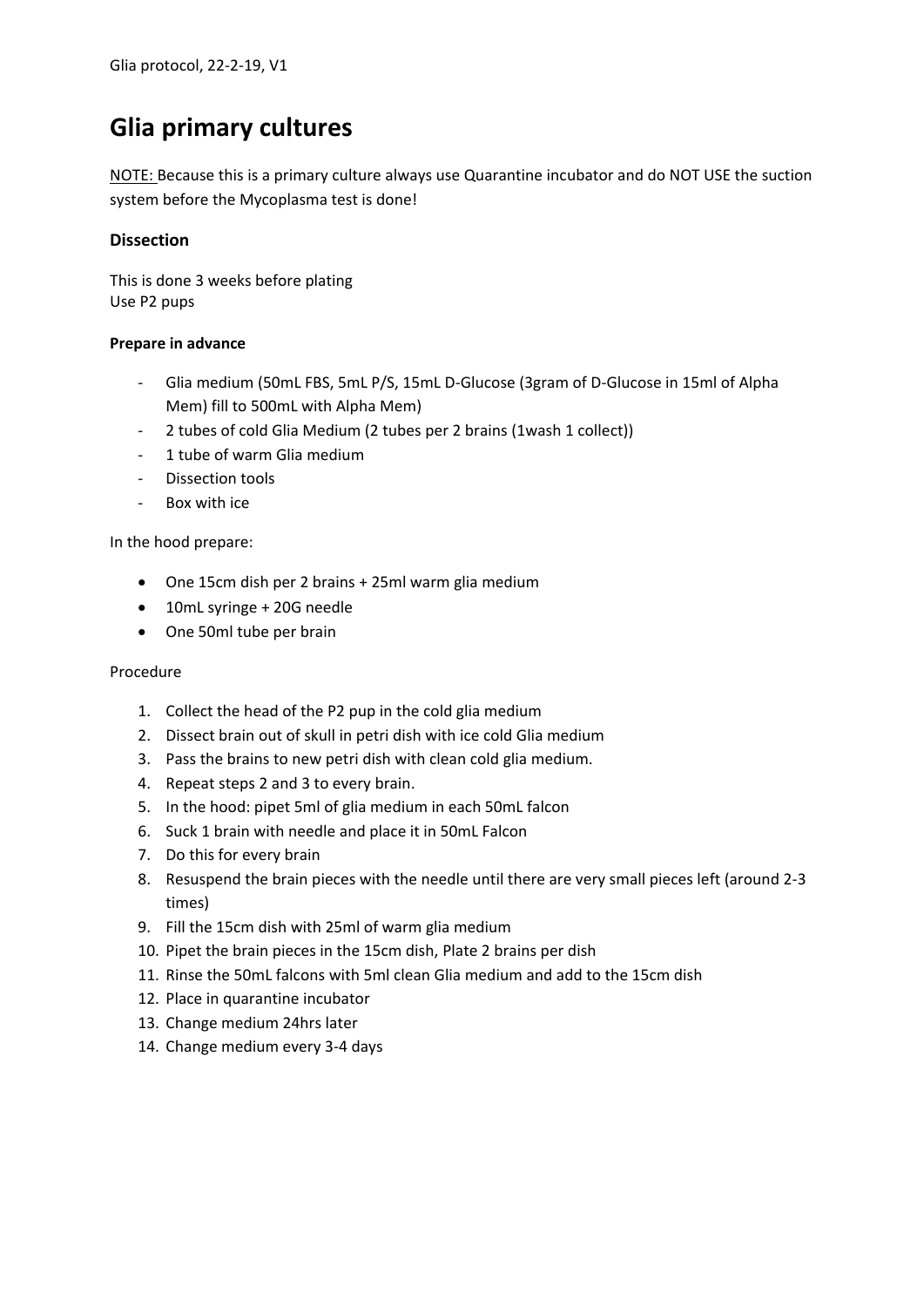Glia protocol, 22-2-19, V1

# Glia primary cultures

<u>NOTE:</u> Because this is a primary culture always use Quarantine incubator and do NOT USE the suction system before the Mycoplasma test is done!

## Dissection

This is done 3 weeks before plating
Use P2 pups

### Prepare in advance

- Glia medium (50mL FBS, 5mL P/S, 15mL D-Glucose (3gram of D-Glucose in 15ml of Alpha Mem) fill to 500mL with Alpha Mem)
- 2 tubes of cold Glia Medium (2 tubes per 2 brains (1wash 1 collect))
- 1 tube of warm Glia medium
- Dissection tools
- Box with ice

In the hood prepare:

- One 15cm dish per 2 brains + 25ml warm glia medium
- 10mL syringe + 20G needle
- One 50ml tube per brain

Procedure

1. Collect the head of the P2 pup in the cold glia medium
2. Dissect brain out of skull in petri dish with ice cold Glia medium
3. Pass the brains to new petri dish with clean cold glia medium.
4. Repeat steps 2 and 3 to every brain.
5. In the hood: pipet 5ml of glia medium in each 50mL falcon
6. Suck 1 brain with needle and place it in 50mL Falcon
7. Do this for every brain
8. Resuspend the brain pieces with the needle until there are very small pieces left (around 2-3 times)
9. Fill the 15cm dish with 25ml of warm glia medium
10. Pipet the brain pieces in the 15cm dish, Plate 2 brains per dish
11. Rinse the 50mL falcons with 5ml clean Glia medium and add to the 15cm dish
12. Place in quarantine incubator
13. Change medium 24hrs later
14. Change medium every 3-4 days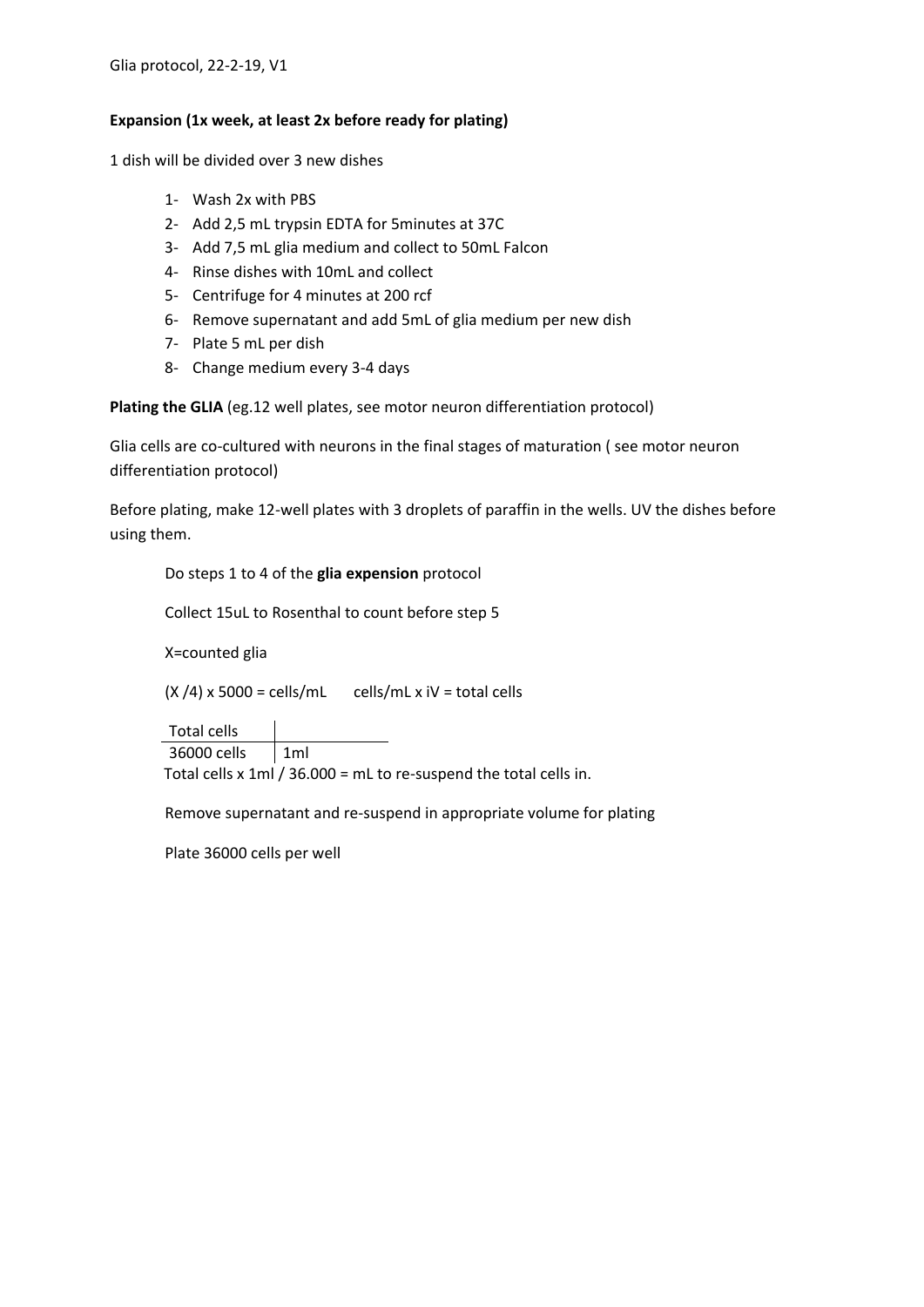Glia protocol, 22-2-19, V1

**Expansion (1x week, at least 2x before ready for plating)**

1 dish will be divided over 3 new dishes

1- Wash 2x with PBS
2- Add 2,5 mL trypsin EDTA for 5minutes at 37C
3- Add 7,5 mL glia medium and collect to 50mL Falcon
4- Rinse dishes with 10mL and collect
5- Centrifuge for 4 minutes at 200 rcf
6- Remove supernatant and add 5mL of glia medium per new dish
7- Plate 5 mL per dish
8- Change medium every 3-4 days

**Plating the GLIA** (eg.12 well plates, see motor neuron differentiation protocol)

Glia cells are co-cultured with neurons in the final stages of maturation ( see motor neuron differentiation protocol)

Before plating, make 12-well plates with 3 droplets of paraffin in the wells. UV the dishes before using them.

Do steps 1 to 4 of the **glia expension** protocol

Collect 15uL to Rosenthal to count before step 5

X=counted glia

(X /4) x 5000 = cells/mL  cells/mL x iV = total cells

| Total cells | |
|---|---|
| 36000 cells | 1ml |

Total cells x 1ml / 36.000 = mL to re-suspend the total cells in.

Remove supernatant and re-suspend in appropriate volume for plating

Plate 36000 cells per well